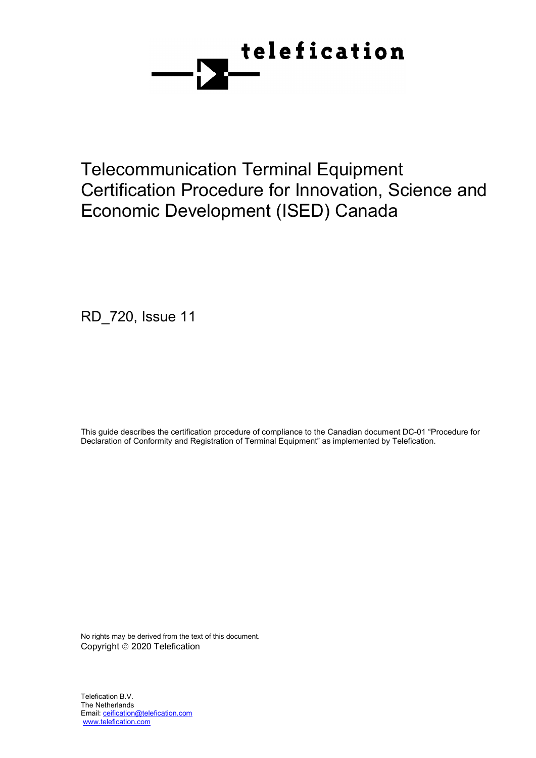telefication

# Telecommunication Terminal Equipment Certification Procedure for Innovation, Science and Economic Development (ISED) Canada

RD_720, Issue 11

This guide describes the certification procedure of compliance to the Canadian document DC-01 "Procedure for Declaration of Conformity and Registration of Terminal Equipment" as implemented by Telefication.

No rights may be derived from the text of this document.
Copyright © 2020 Telefication

Telefication B.V.
The Netherlands
Email: ceification@telefication.com
www.telefication.com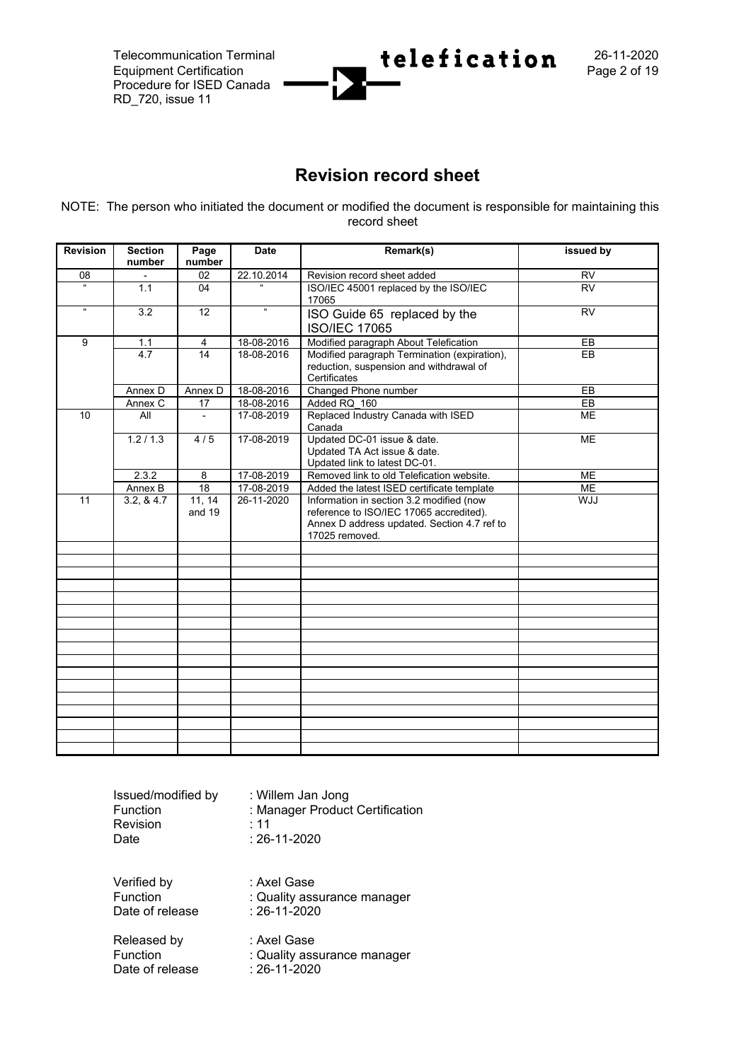# Revision record sheet

NOTE: The person who initiated the document or modified the document is responsible for maintaining this record sheet

| Revision | Section number | Page number | Date | Remark(s) | issued by |
|---|---|---|---|---|---|
| 08 | - | 02 | 22.10.2014 | Revision record sheet added | RV |
| " | 1.1 | 04 | " | ISO/IEC 45001 replaced by the ISO/IEC 17065 | RV |
| " | 3.2 | 12 | " | ISO Guide 65 replaced by the ISO/IEC 17065 | RV |
| 9 | 1.1 | 4 | 18-08-2016 | Modified paragraph About Telefication | EB |
| | 4.7 | 14 | 18-08-2016 | Modified paragraph Termination (expiration), reduction, suspension and withdrawal of Certificates | EB |
| | Annex D | Annex D | 18-08-2016 | Changed Phone number | EB |
| | Annex C | 17 | 18-08-2016 | Added RQ_160 | EB |
| 10 | All | - | 17-08-2019 | Replaced Industry Canada with ISED Canada | ME |
| | 1.2 / 1.3 | 4 / 5 | 17-08-2019 | Updated DC-01 issue & date. Updated TA Act issue & date. Updated link to latest DC-01. | ME |
| | 2.3.2 | 8 | 17-08-2019 | Removed link to old Telefication website. | ME |
| | Annex B | 18 | 17-08-2019 | Added the latest ISED certificate template | ME |
| 11 | 3.2, & 4.7 | 11, 14 and 19 | 26-11-2020 | Information in section 3.2 modified (now reference to ISO/IEC 17065 accredited). Annex D address updated. Section 4.7 ref to 17025 removed. | WJJ |
| | | | | | |
| | | | | | |
| | | | | | |
| | | | | | |
| | | | | | |
| | | | | | |
| | | | | | |
| | | | | | |
| | | | | | |
| | | | | | |
| | | | | | |
| | | | | | |
| | | | | | |
| | | | | | |
| | | | | | |
| | | | | | |
| | | | | | |

Issued/modified by : Willem Jan Jong
Function : Manager Product Certification
Revision : 11
Date : 26-11-2020

Verified by : Axel Gase
Function : Quality assurance manager
Date of release : 26-11-2020

Released by : Axel Gase
Function : Quality assurance manager
Date of release : 26-11-2020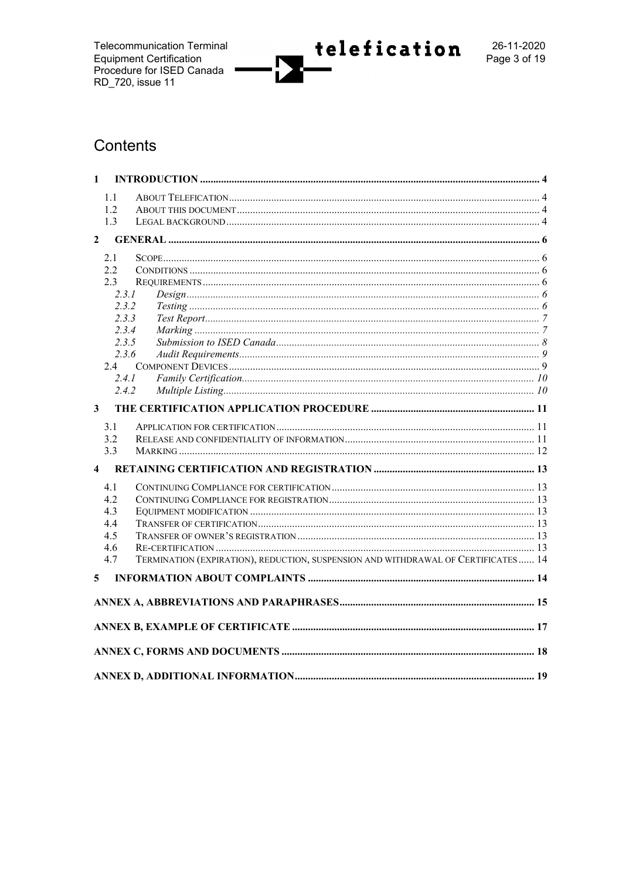# Contents

**1 INTRODUCTION** .......... 4

- 1.1 ABOUT TELEFICATION .......... 4
- 1.2 ABOUT THIS DOCUMENT .......... 4
- 1.3 LEGAL BACKGROUND .......... 4

**2 GENERAL** .......... 6

- 2.1 SCOPE .......... 6
- 2.2 CONDITIONS .......... 6
- 2.3 REQUIREMENTS .......... 6
  - 2.3.1 *Design* .......... 6
  - 2.3.2 *Testing* .......... 6
  - 2.3.3 *Test Report* .......... 7
  - 2.3.4 *Marking* .......... 7
  - 2.3.5 *Submission to ISED Canada* .......... 8
  - 2.3.6 *Audit Requirements* .......... 9
- 2.4 COMPONENT DEVICES .......... 9
  - 2.4.1 *Family Certification* .......... 10
  - 2.4.2 *Multiple Listing* .......... 10

**3 THE CERTIFICATION APPLICATION PROCEDURE** .......... 11

- 3.1 APPLICATION FOR CERTIFICATION .......... 11
- 3.2 RELEASE AND CONFIDENTIALITY OF INFORMATION .......... 11
- 3.3 MARKING .......... 12

**4 RETAINING CERTIFICATION AND REGISTRATION** .......... 13

- 4.1 CONTINUING COMPLIANCE FOR CERTIFICATION .......... 13
- 4.2 CONTINUING COMPLIANCE FOR REGISTRATION .......... 13
- 4.3 EQUIPMENT MODIFICATION .......... 13
- 4.4 TRANSFER OF CERTIFICATION .......... 13
- 4.5 TRANSFER OF OWNER'S REGISTRATION .......... 13
- 4.6 RE-CERTIFICATION .......... 13
- 4.7 TERMINATION (EXPIRATION), REDUCTION, SUSPENSION AND WITHDRAWAL OF CERTIFICATES .......... 14

**5 INFORMATION ABOUT COMPLAINTS** .......... 14

**ANNEX A, ABBREVIATIONS AND PARAPHRASES** .......... 15

**ANNEX B, EXAMPLE OF CERTIFICATE** .......... 17

**ANNEX C, FORMS AND DOCUMENTS** .......... 18

**ANNEX D, ADDITIONAL INFORMATION** .......... 19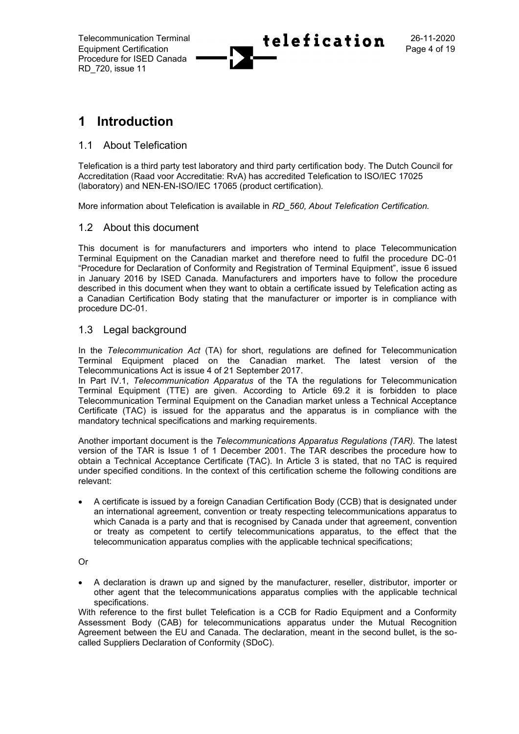// 1 Introduction

## 1.1 About Telefication

Telefication is a third party test laboratory and third party certification body. The Dutch Council for Accreditation (Raad voor Accreditatie: RvA) has accredited Telefication to ISO/IEC 17025 (laboratory) and NEN-EN-ISO/IEC 17065 (product certification).

More information about Telefication is available in *RD_560, About Telefication Certification.*

## 1.2 About this document

This document is for manufacturers and importers who intend to place Telecommunication Terminal Equipment on the Canadian market and therefore need to fulfil the procedure DC-01 "Procedure for Declaration of Conformity and Registration of Terminal Equipment", issue 6 issued in January 2016 by ISED Canada. Manufacturers and importers have to follow the procedure described in this document when they want to obtain a certificate issued by Telefication acting as a Canadian Certification Body stating that the manufacturer or importer is in compliance with procedure DC-01.

## 1.3 Legal background

In the *Telecommunication Act* (TA) for short, regulations are defined for Telecommunication Terminal Equipment placed on the Canadian market. The latest version of the Telecommunications Act is issue 4 of 21 September 2017.
In Part IV.1, *Telecommunication Apparatus* of the TA the regulations for Telecommunication Terminal Equipment (TTE) are given. According to Article 69.2 it is forbidden to place Telecommunication Terminal Equipment on the Canadian market unless a Technical Acceptance Certificate (TAC) is issued for the apparatus and the apparatus is in compliance with the mandatory technical specifications and marking requirements.

Another important document is the *Telecommunications Apparatus Regulations (TAR).* The latest version of the TAR is Issue 1 of 1 December 2001. The TAR describes the procedure how to obtain a Technical Acceptance Certificate (TAC). In Article 3 is stated, that no TAC is required under specified conditions. In the context of this certification scheme the following conditions are relevant:

- A certificate is issued by a foreign Canadian Certification Body (CCB) that is designated under an international agreement, convention or treaty respecting telecommunications apparatus to which Canada is a party and that is recognised by Canada under that agreement, convention or treaty as competent to certify telecommunications apparatus, to the effect that the telecommunication apparatus complies with the applicable technical specifications;

Or

- A declaration is drawn up and signed by the manufacturer, reseller, distributor, importer or other agent that the telecommunications apparatus complies with the applicable technical specifications.

With reference to the first bullet Telefication is a CCB for Radio Equipment and a Conformity Assessment Body (CAB) for telecommunications apparatus under the Mutual Recognition Agreement between the EU and Canada. The declaration, meant in the second bullet, is the so-called Suppliers Declaration of Conformity (SDoC).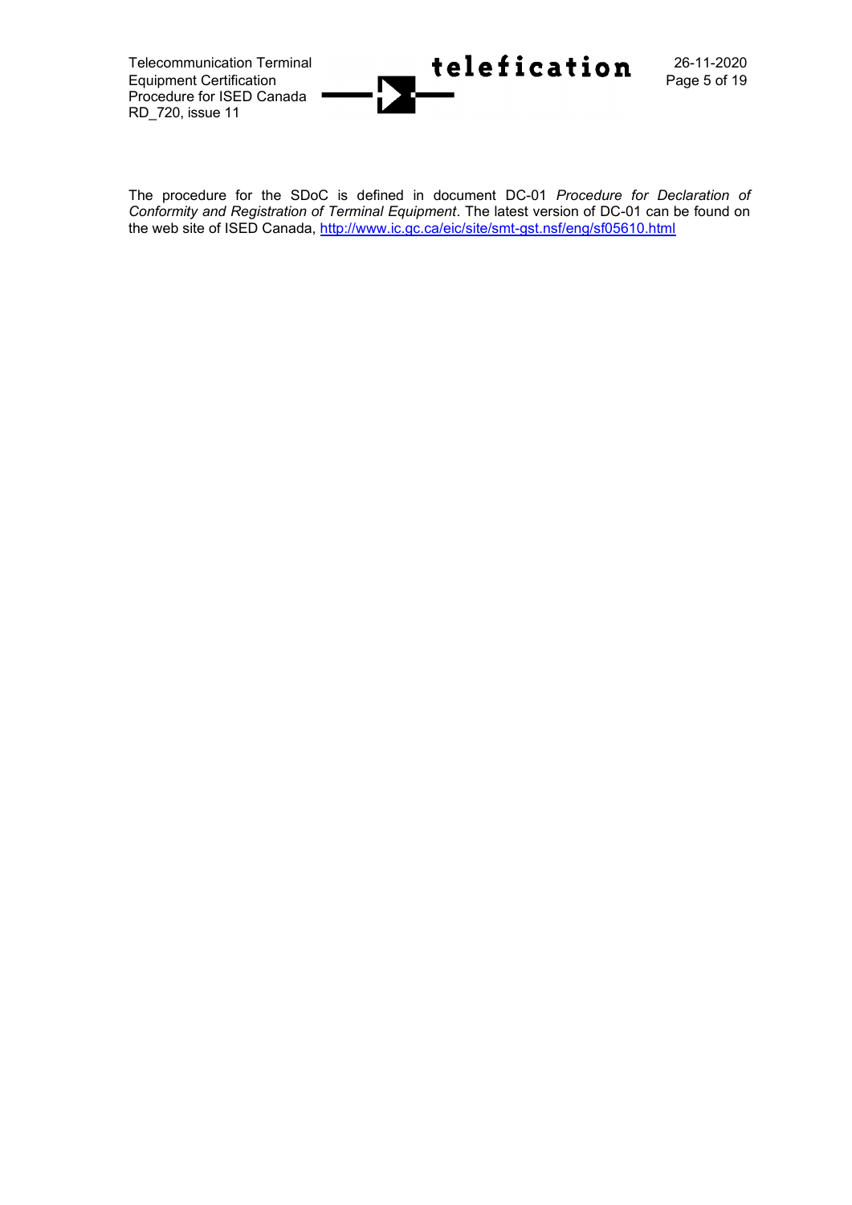The procedure for the SDoC is defined in document DC-01 *Procedure for Declaration of Conformity and Registration of Terminal Equipment*. The latest version of DC-01 can be found on the web site of ISED Canada, [http://www.ic.gc.ca/eic/site/smt-gst.nsf/eng/sf05610.html](http://www.ic.gc.ca/eic/site/smt-gst.nsf/eng/sf05610.html)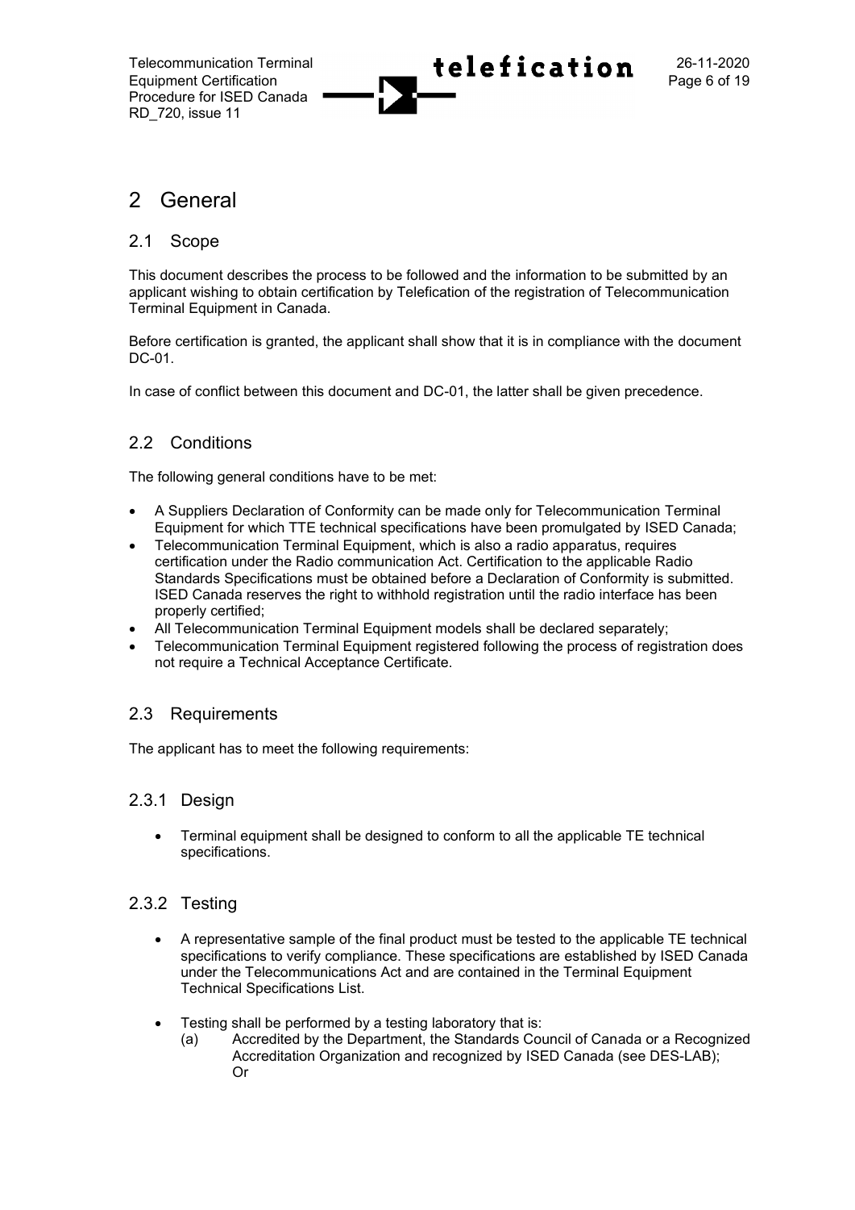# 2 General

## 2.1 Scope

This document describes the process to be followed and the information to be submitted by an applicant wishing to obtain certification by Telefication of the registration of Telecommunication Terminal Equipment in Canada.

Before certification is granted, the applicant shall show that it is in compliance with the document DC-01.

In case of conflict between this document and DC-01, the latter shall be given precedence.

## 2.2 Conditions

The following general conditions have to be met:

- A Suppliers Declaration of Conformity can be made only for Telecommunication Terminal Equipment for which TTE technical specifications have been promulgated by ISED Canada;
- Telecommunication Terminal Equipment, which is also a radio apparatus, requires certification under the Radio communication Act. Certification to the applicable Radio Standards Specifications must be obtained before a Declaration of Conformity is submitted. ISED Canada reserves the right to withhold registration until the radio interface has been properly certified;
- All Telecommunication Terminal Equipment models shall be declared separately;
- Telecommunication Terminal Equipment registered following the process of registration does not require a Technical Acceptance Certificate.

## 2.3 Requirements

The applicant has to meet the following requirements:

### 2.3.1 Design

- Terminal equipment shall be designed to conform to all the applicable TE technical specifications.

### 2.3.2 Testing

- A representative sample of the final product must be tested to the applicable TE technical specifications to verify compliance. These specifications are established by ISED Canada under the Telecommunications Act and are contained in the Terminal Equipment Technical Specifications List.

- Testing shall be performed by a testing laboratory that is:
  (a) Accredited by the Department, the Standards Council of Canada or a Recognized Accreditation Organization and recognized by ISED Canada (see DES-LAB);
  Or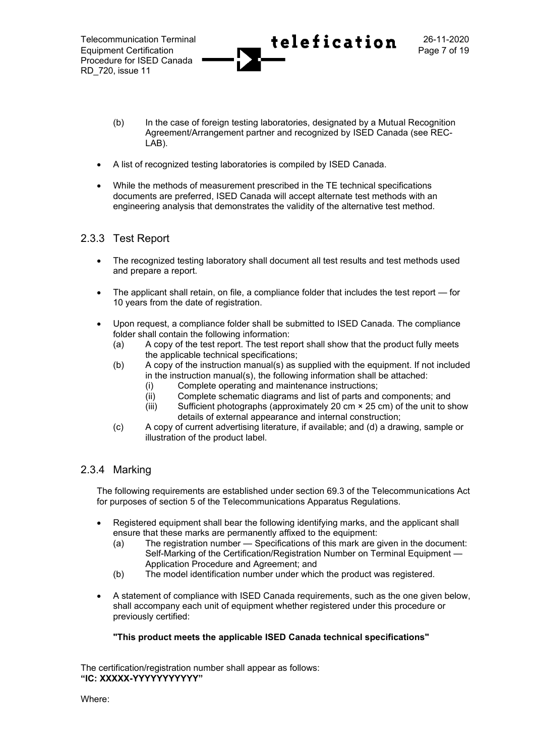- (b) In the case of foreign testing laboratories, designated by a Mutual Recognition Agreement/Arrangement partner and recognized by ISED Canada (see REC-LAB).

- A list of recognized testing laboratories is compiled by ISED Canada.

- While the methods of measurement prescribed in the TE technical specifications documents are preferred, ISED Canada will accept alternate test methods with an engineering analysis that demonstrates the validity of the alternative test method.

### 2.3.3 Test Report

- The recognized testing laboratory shall document all test results and test methods used and prepare a report.

- The applicant shall retain, on file, a compliance folder that includes the test report — for 10 years from the date of registration.

- Upon request, a compliance folder shall be submitted to ISED Canada. The compliance folder shall contain the following information:
  - (a) A copy of the test report. The test report shall show that the product fully meets the applicable technical specifications;
  - (b) A copy of the instruction manual(s) as supplied with the equipment. If not included in the instruction manual(s), the following information shall be attached:
    - (i) Complete operating and maintenance instructions;
    - (ii) Complete schematic diagrams and list of parts and components; and
    - (iii) Sufficient photographs (approximately 20 cm × 25 cm) of the unit to show details of external appearance and internal construction;
  - (c) A copy of current advertising literature, if available; and (d) a drawing, sample or illustration of the product label.

### 2.3.4 Marking

The following requirements are established under section 69.3 of the Telecommunications Act for purposes of section 5 of the Telecommunications Apparatus Regulations.

- Registered equipment shall bear the following identifying marks, and the applicant shall ensure that these marks are permanently affixed to the equipment:
  - (a) The registration number — Specifications of this mark are given in the document: Self-Marking of the Certification/Registration Number on Terminal Equipment — Application Procedure and Agreement; and
  - (b) The model identification number under which the product was registered.

- A statement of compliance with ISED Canada requirements, such as the one given below, shall accompany each unit of equipment whether registered under this procedure or previously certified:

  **"This product meets the applicable ISED Canada technical specifications"**

The certification/registration number shall appear as follows:
**"IC: XXXXX-YYYYYYYYYYY"**

Where: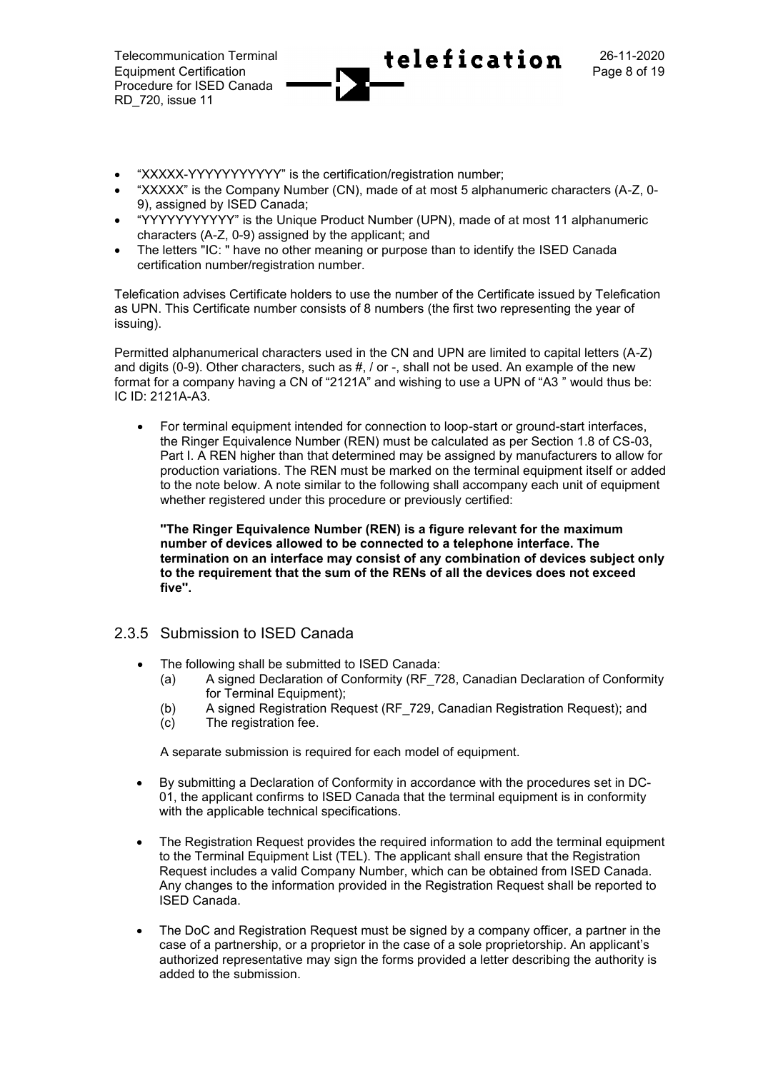- "XXXXX-YYYYYYYYYYY" is the certification/registration number;
- "XXXXX" is the Company Number (CN), made of at most 5 alphanumeric characters (A-Z, 0-9), assigned by ISED Canada;
- "YYYYYYYYYYY" is the Unique Product Number (UPN), made of at most 11 alphanumeric characters (A-Z, 0-9) assigned by the applicant; and
- The letters "IC: " have no other meaning or purpose than to identify the ISED Canada certification number/registration number.

Telefication advises Certificate holders to use the number of the Certificate issued by Telefication as UPN. This Certificate number consists of 8 numbers (the first two representing the year of issuing).

Permitted alphanumerical characters used in the CN and UPN are limited to capital letters (A-Z) and digits (0-9). Other characters, such as #, / or -, shall not be used. An example of the new format for a company having a CN of "2121A" and wishing to use a UPN of "A3 " would thus be: IC ID: 2121A-A3.

- For terminal equipment intended for connection to loop-start or ground-start interfaces, the Ringer Equivalence Number (REN) must be calculated as per Section 1.8 of CS-03, Part I. A REN higher than that determined may be assigned by manufacturers to allow for production variations. The REN must be marked on the terminal equipment itself or added to the note below. A note similar to the following shall accompany each unit of equipment whether registered under this procedure or previously certified:

  **"The Ringer Equivalence Number (REN) is a figure relevant for the maximum number of devices allowed to be connected to a telephone interface. The termination on an interface may consist of any combination of devices subject only to the requirement that the sum of the RENs of all the devices does not exceed five".**

### 2.3.5 Submission to ISED Canada

- The following shall be submitted to ISED Canada:
  - (a) A signed Declaration of Conformity (RF_728, Canadian Declaration of Conformity for Terminal Equipment);
  - (b) A signed Registration Request (RF_729, Canadian Registration Request); and
  - (c) The registration fee.

  A separate submission is required for each model of equipment.

- By submitting a Declaration of Conformity in accordance with the procedures set in DC-01, the applicant confirms to ISED Canada that the terminal equipment is in conformity with the applicable technical specifications.

- The Registration Request provides the required information to add the terminal equipment to the Terminal Equipment List (TEL). The applicant shall ensure that the Registration Request includes a valid Company Number, which can be obtained from ISED Canada. Any changes to the information provided in the Registration Request shall be reported to ISED Canada.

- The DoC and Registration Request must be signed by a company officer, a partner in the case of a partnership, or a proprietor in the case of a sole proprietorship. An applicant's authorized representative may sign the forms provided a letter describing the authority is added to the submission.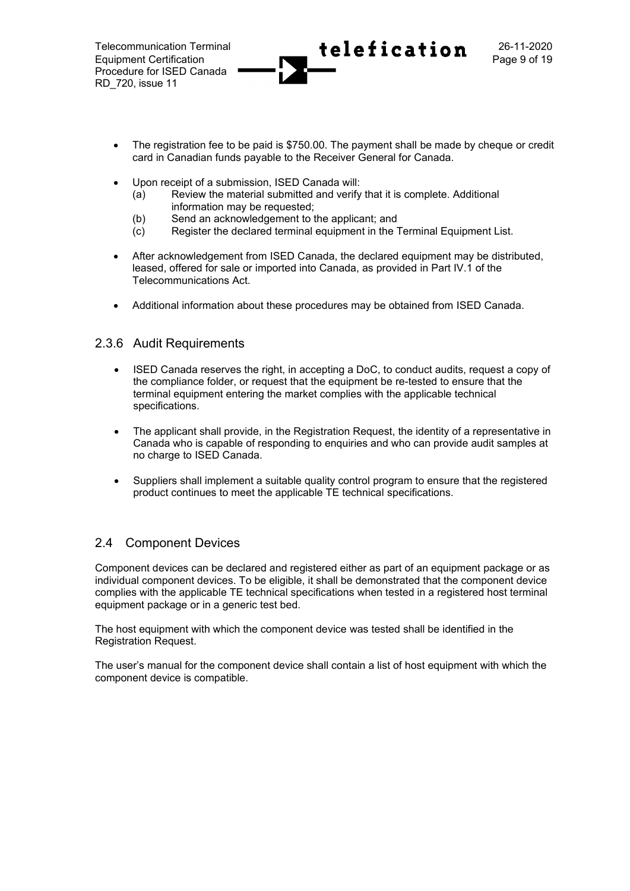- The registration fee to be paid is $750.00. The payment shall be made by cheque or credit card in Canadian funds payable to the Receiver General for Canada.

- Upon receipt of a submission, ISED Canada will:
  (a) Review the material submitted and verify that it is complete. Additional information may be requested;
  (b) Send an acknowledgement to the applicant; and
  (c) Register the declared terminal equipment in the Terminal Equipment List.

- After acknowledgement from ISED Canada, the declared equipment may be distributed, leased, offered for sale or imported into Canada, as provided in Part IV.1 of the Telecommunications Act.

- Additional information about these procedures may be obtained from ISED Canada.

### 2.3.6 Audit Requirements

- ISED Canada reserves the right, in accepting a DoC, to conduct audits, request a copy of the compliance folder, or request that the equipment be re-tested to ensure that the terminal equipment entering the market complies with the applicable technical specifications.

- The applicant shall provide, in the Registration Request, the identity of a representative in Canada who is capable of responding to enquiries and who can provide audit samples at no charge to ISED Canada.

- Suppliers shall implement a suitable quality control program to ensure that the registered product continues to meet the applicable TE technical specifications.

## 2.4 Component Devices

Component devices can be declared and registered either as part of an equipment package or as individual component devices. To be eligible, it shall be demonstrated that the component device complies with the applicable TE technical specifications when tested in a registered host terminal equipment package or in a generic test bed.

The host equipment with which the component device was tested shall be identified in the Registration Request.

The user's manual for the component device shall contain a list of host equipment with which the component device is compatible.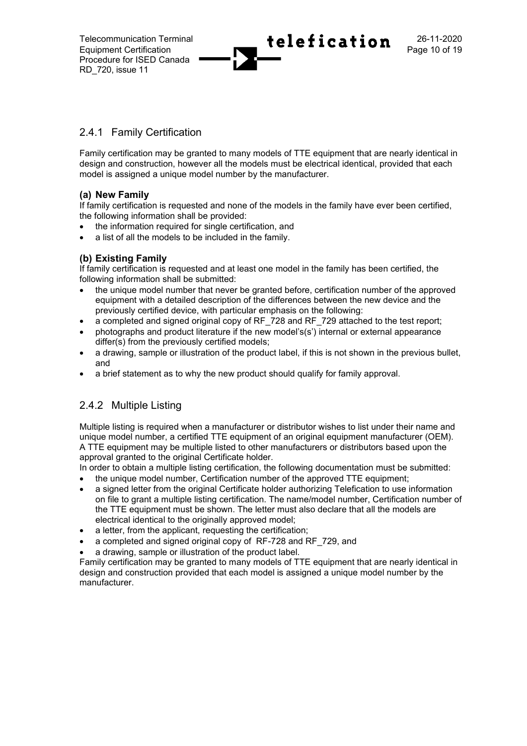## 2.4.1 Family Certification

Family certification may be granted to many models of TTE equipment that are nearly identical in design and construction, however all the models must be electrical identical, provided that each model is assigned a unique model number by the manufacturer.

### (a) New Family

If family certification is requested and none of the models in the family have ever been certified, the following information shall be provided:

- the information required for single certification, and
- a list of all the models to be included in the family.

### (b) Existing Family

If family certification is requested and at least one model in the family has been certified, the following information shall be submitted:

- the unique model number that never be granted before, certification number of the approved equipment with a detailed description of the differences between the new device and the previously certified device, with particular emphasis on the following:
- a completed and signed original copy of RF_728 and RF_729 attached to the test report;
- photographs and product literature if the new model's(s') internal or external appearance differ(s) from the previously certified models;
- a drawing, sample or illustration of the product label, if this is not shown in the previous bullet, and
- a brief statement as to why the new product should qualify for family approval.

## 2.4.2 Multiple Listing

Multiple listing is required when a manufacturer or distributor wishes to list under their name and unique model number, a certified TTE equipment of an original equipment manufacturer (OEM). A TTE equipment may be multiple listed to other manufacturers or distributors based upon the approval granted to the original Certificate holder.
In order to obtain a multiple listing certification, the following documentation must be submitted:

- the unique model number, Certification number of the approved TTE equipment;
- a signed letter from the original Certificate holder authorizing Telefication to use information on file to grant a multiple listing certification. The name/model number, Certification number of the TTE equipment must be shown. The letter must also declare that all the models are electrical identical to the originally approved model;
- a letter, from the applicant, requesting the certification;
- a completed and signed original copy of RF-728 and RF_729, and
- a drawing, sample or illustration of the product label.

Family certification may be granted to many models of TTE equipment that are nearly identical in design and construction provided that each model is assigned a unique model number by the manufacturer.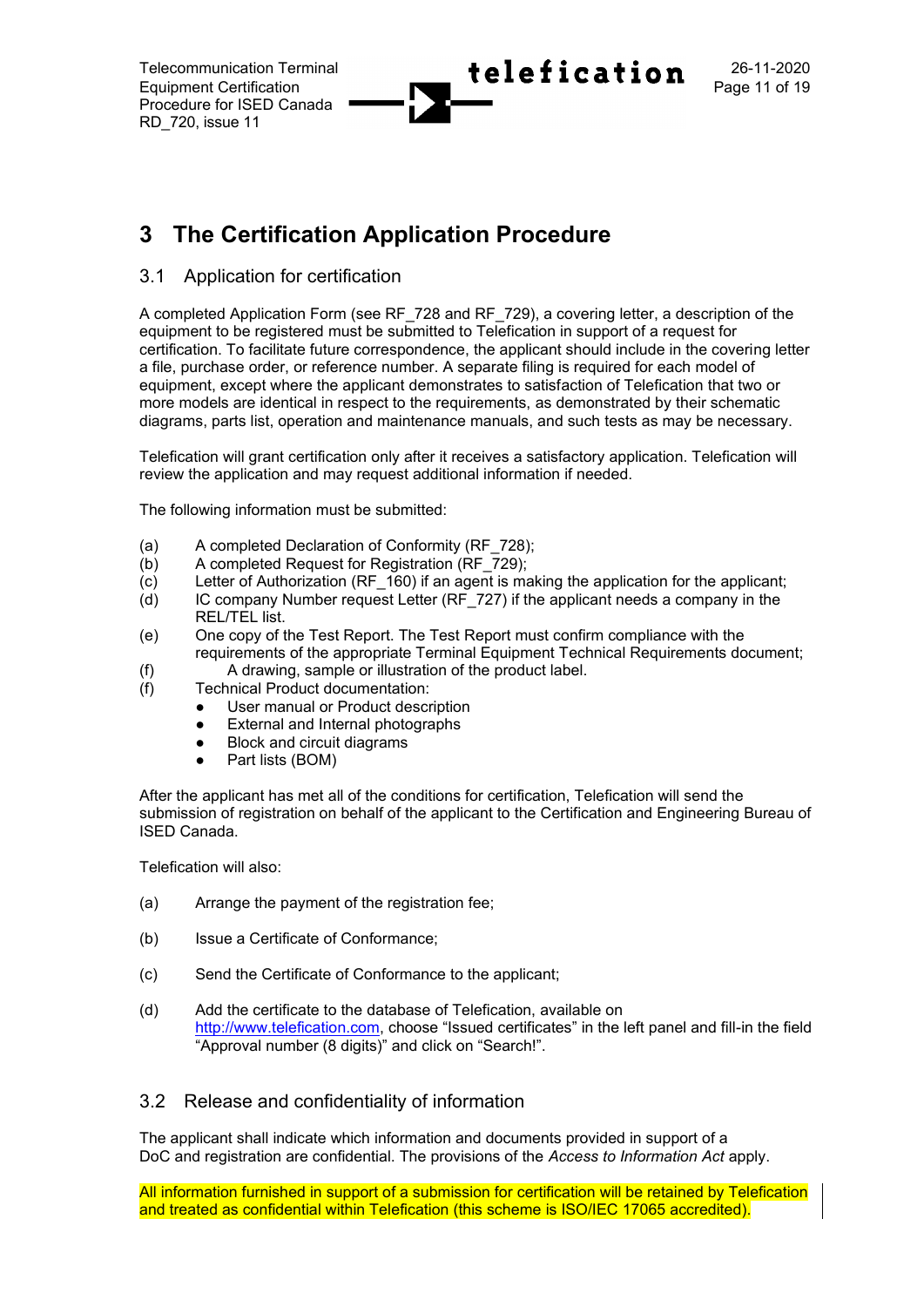# 3 The Certification Application Procedure

## 3.1 Application for certification

A completed Application Form (see RF_728 and RF_729), a covering letter, a description of the equipment to be registered must be submitted to Telefication in support of a request for certification. To facilitate future correspondence, the applicant should include in the covering letter a file, purchase order, or reference number. A separate filing is required for each model of equipment, except where the applicant demonstrates to satisfaction of Telefication that two or more models are identical in respect to the requirements, as demonstrated by their schematic diagrams, parts list, operation and maintenance manuals, and such tests as may be necessary.

Telefication will grant certification only after it receives a satisfactory application. Telefication will review the application and may request additional information if needed.

The following information must be submitted:

(a) A completed Declaration of Conformity (RF_728);
(b) A completed Request for Registration (RF_729);
(c) Letter of Authorization (RF_160) if an agent is making the application for the applicant;
(d) IC company Number request Letter (RF_727) if the applicant needs a company in the REL/TEL list.
(e) One copy of the Test Report. The Test Report must confirm compliance with the requirements of the appropriate Terminal Equipment Technical Requirements document;
(f) A drawing, sample or illustration of the product label.
(f) Technical Product documentation:
- User manual or Product description
- External and Internal photographs
- Block and circuit diagrams
- Part lists (BOM)

After the applicant has met all of the conditions for certification, Telefication will send the submission of registration on behalf of the applicant to the Certification and Engineering Bureau of ISED Canada.

Telefication will also:

(a) Arrange the payment of the registration fee;

(b) Issue a Certificate of Conformance;

(c) Send the Certificate of Conformance to the applicant;

(d) Add the certificate to the database of Telefication, available on http://www.telefication.com, choose "Issued certificates" in the left panel and fill-in the field "Approval number (8 digits)" and click on "Search!".

## 3.2 Release and confidentiality of information

The applicant shall indicate which information and documents provided in support of a DoC and registration are confidential. The provisions of the *Access to Information Act* apply.

All information furnished in support of a submission for certification will be retained by Telefication and treated as confidential within Telefication (this scheme is ISO/IEC 17065 accredited).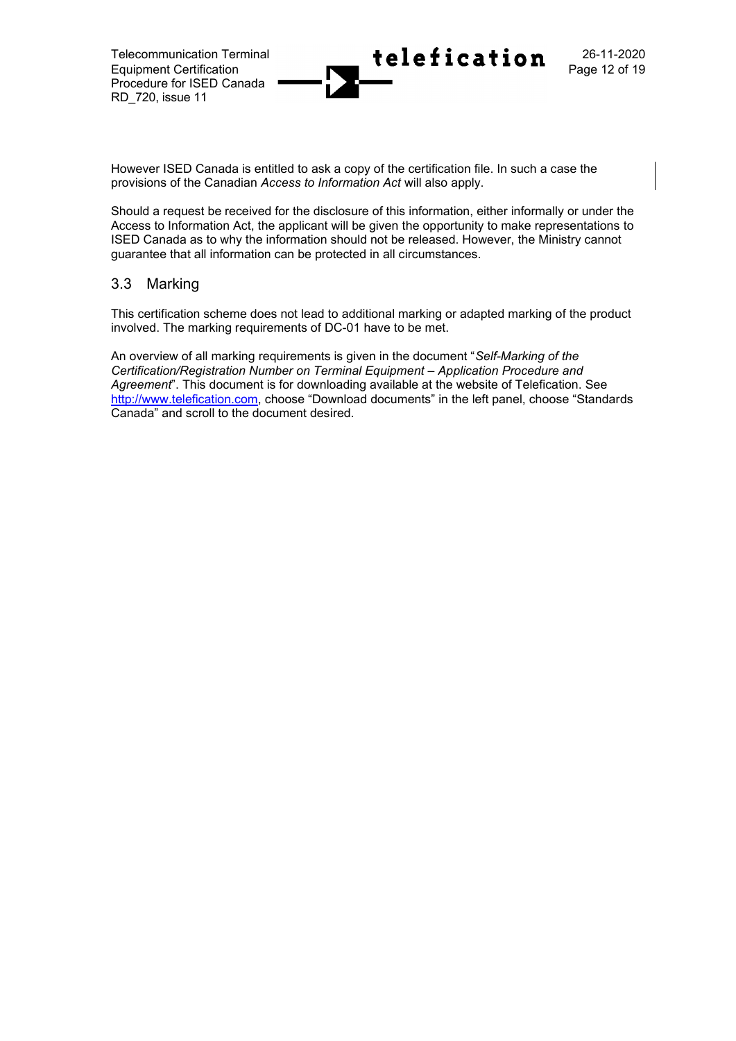However ISED Canada is entitled to ask a copy of the certification file. In such a case the provisions of the Canadian *Access to Information Act* will also apply.

Should a request be received for the disclosure of this information, either informally or under the Access to Information Act, the applicant will be given the opportunity to make representations to ISED Canada as to why the information should not be released. However, the Ministry cannot guarantee that all information can be protected in all circumstances.

## 3.3 Marking

This certification scheme does not lead to additional marking or adapted marking of the product involved. The marking requirements of DC-01 have to be met.

An overview of all marking requirements is given in the document "*Self-Marking of the Certification/Registration Number on Terminal Equipment – Application Procedure and Agreement*". This document is for downloading available at the website of Telefication. See http://www.telefication.com, choose "Download documents" in the left panel, choose "Standards Canada" and scroll to the document desired.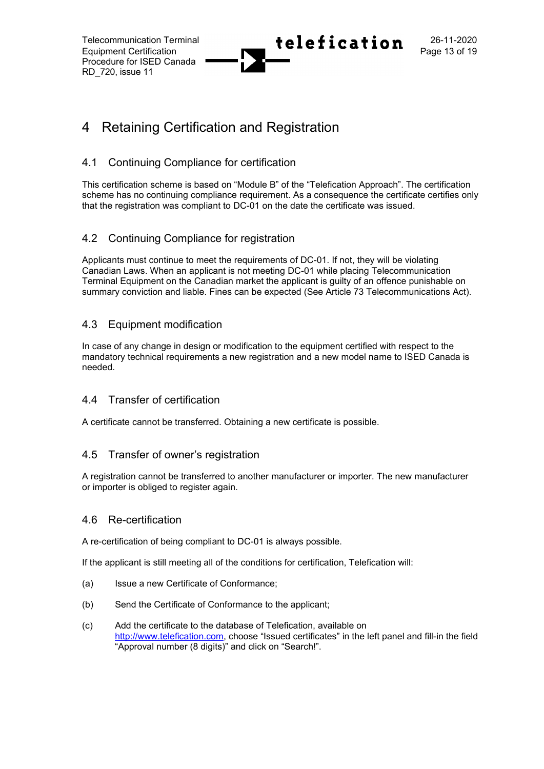# 4 Retaining Certification and Registration

## 4.1 Continuing Compliance for certification

This certification scheme is based on "Module B" of the "Telefication Approach". The certification scheme has no continuing compliance requirement. As a consequence the certificate certifies only that the registration was compliant to DC-01 on the date the certificate was issued.

## 4.2 Continuing Compliance for registration

Applicants must continue to meet the requirements of DC-01. If not, they will be violating Canadian Laws. When an applicant is not meeting DC-01 while placing Telecommunication Terminal Equipment on the Canadian market the applicant is guilty of an offence punishable on summary conviction and liable. Fines can be expected (See Article 73 Telecommunications Act).

## 4.3 Equipment modification

In case of any change in design or modification to the equipment certified with respect to the mandatory technical requirements a new registration and a new model name to ISED Canada is needed.

## 4.4 Transfer of certification

A certificate cannot be transferred. Obtaining a new certificate is possible.

## 4.5 Transfer of owner's registration

A registration cannot be transferred to another manufacturer or importer. The new manufacturer or importer is obliged to register again.

## 4.6 Re-certification

A re-certification of being compliant to DC-01 is always possible.

If the applicant is still meeting all of the conditions for certification, Telefication will:

(a) Issue a new Certificate of Conformance;

(b) Send the Certificate of Conformance to the applicant;

(c) Add the certificate to the database of Telefication, available on http://www.telefication.com, choose "Issued certificates" in the left panel and fill-in the field "Approval number (8 digits)" and click on "Search!".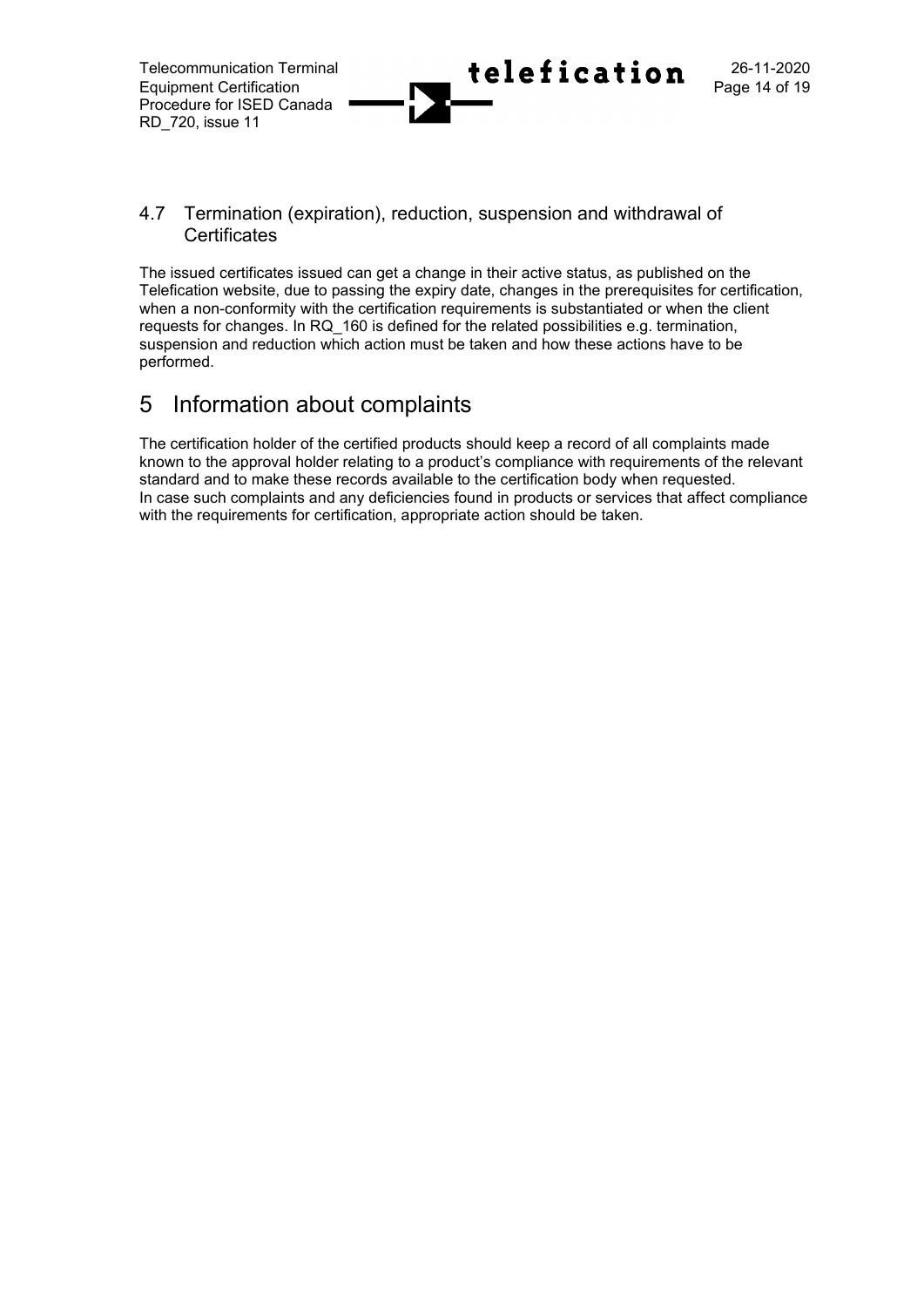### 4.7 Termination (expiration), reduction, suspension and withdrawal of Certificates

The issued certificates issued can get a change in their active status, as published on the Telefication website, due to passing the expiry date, changes in the prerequisites for certification, when a non-conformity with the certification requirements is substantiated or when the client requests for changes. In RQ_160 is defined for the related possibilities e.g. termination, suspension and reduction which action must be taken and how these actions have to be performed.

## 5 Information about complaints

The certification holder of the certified products should keep a record of all complaints made known to the approval holder relating to a product's compliance with requirements of the relevant standard and to make these records available to the certification body when requested.
In case such complaints and any deficiencies found in products or services that affect compliance with the requirements for certification, appropriate action should be taken.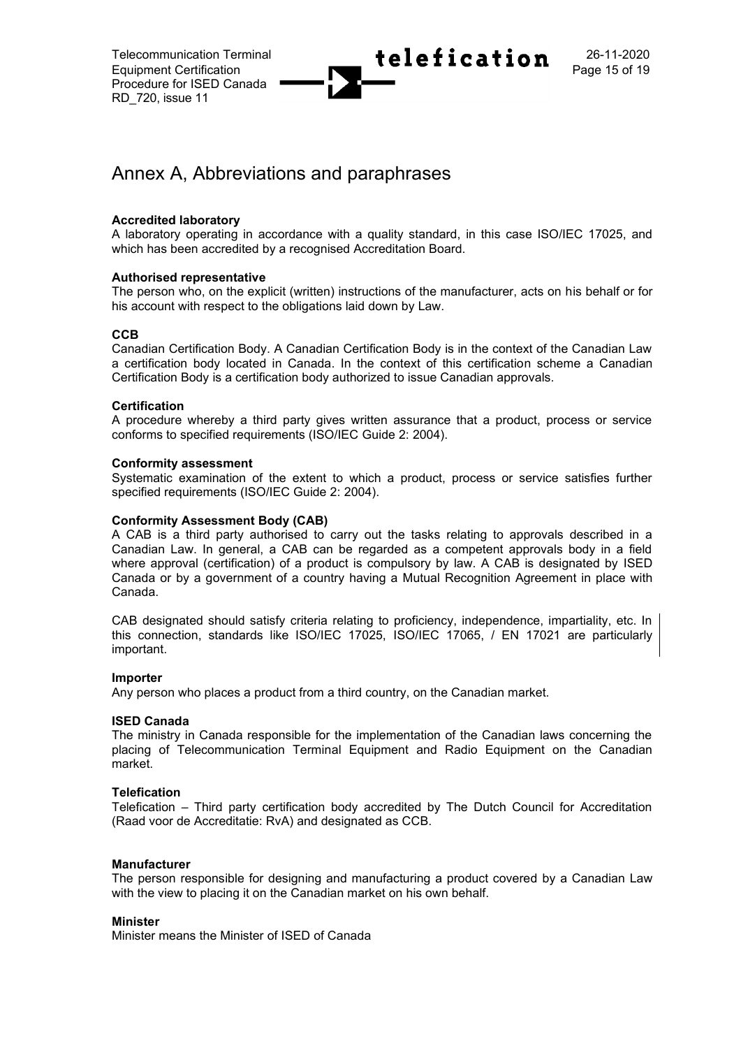# Annex A, Abbreviations and paraphrases

**Accredited laboratory**
A laboratory operating in accordance with a quality standard, in this case ISO/IEC 17025, and which has been accredited by a recognised Accreditation Board.

**Authorised representative**
The person who, on the explicit (written) instructions of the manufacturer, acts on his behalf or for his account with respect to the obligations laid down by Law.

**CCB**
Canadian Certification Body. A Canadian Certification Body is in the context of the Canadian Law a certification body located in Canada. In the context of this certification scheme a Canadian Certification Body is a certification body authorized to issue Canadian approvals.

**Certification**
A procedure whereby a third party gives written assurance that a product, process or service conforms to specified requirements (ISO/IEC Guide 2: 2004).

**Conformity assessment**
Systematic examination of the extent to which a product, process or service satisfies further specified requirements (ISO/IEC Guide 2: 2004).

**Conformity Assessment Body (CAB)**
A CAB is a third party authorised to carry out the tasks relating to approvals described in a Canadian Law. In general, a CAB can be regarded as a competent approvals body in a field where approval (certification) of a product is compulsory by law. A CAB is designated by ISED Canada or by a government of a country having a Mutual Recognition Agreement in place with Canada.

CAB designated should satisfy criteria relating to proficiency, independence, impartiality, etc. In this connection, standards like ISO/IEC 17025, ISO/IEC 17065, / EN 17021 are particularly important.

**Importer**
Any person who places a product from a third country, on the Canadian market.

**ISED Canada**
The ministry in Canada responsible for the implementation of the Canadian laws concerning the placing of Telecommunication Terminal Equipment and Radio Equipment on the Canadian market.

**Telefication**
Telefication – Third party certification body accredited by The Dutch Council for Accreditation (Raad voor de Accreditatie: RvA) and designated as CCB.

**Manufacturer**
The person responsible for designing and manufacturing a product covered by a Canadian Law with the view to placing it on the Canadian market on his own behalf.

**Minister**
Minister means the Minister of ISED of Canada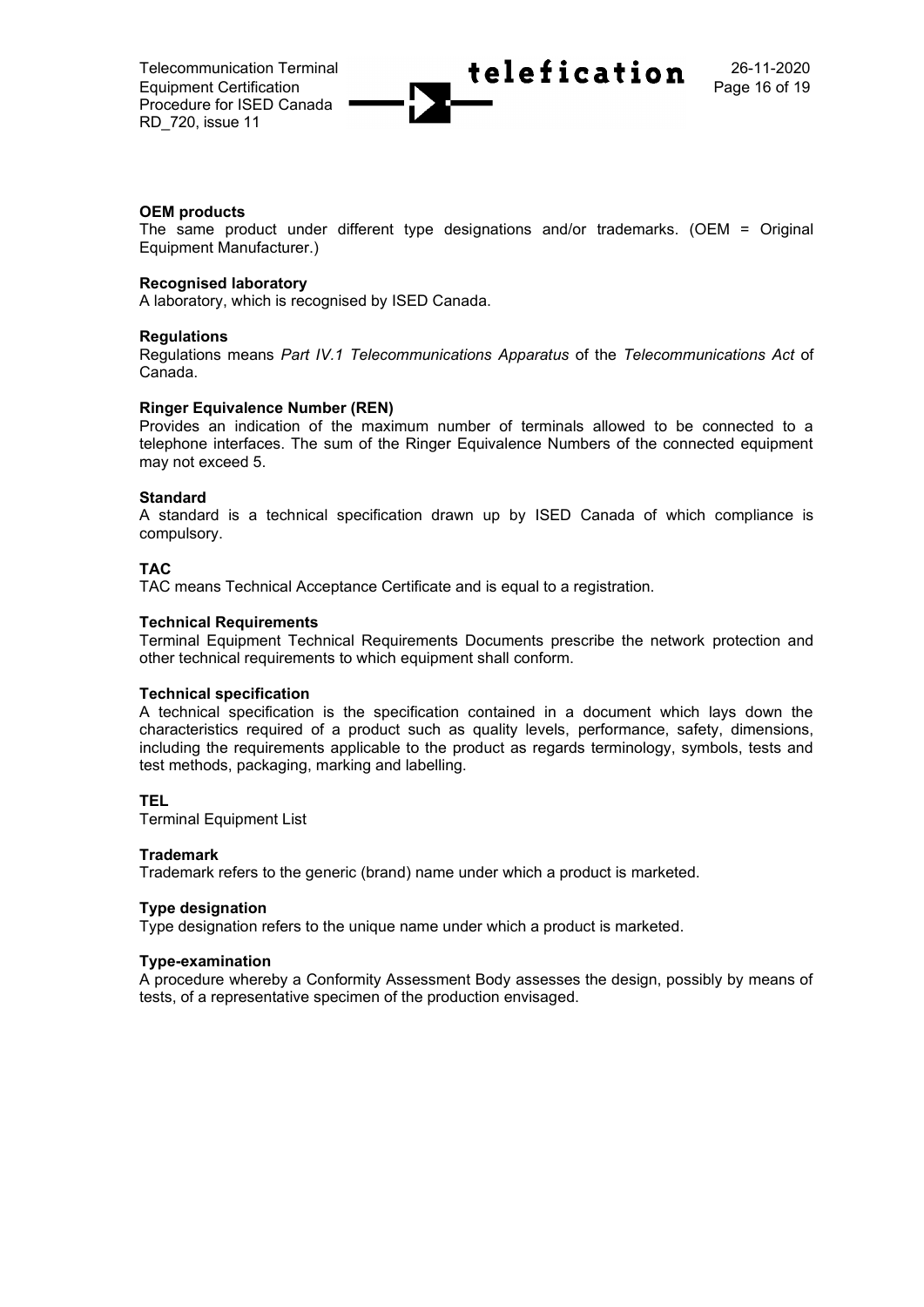**OEM products**
The same product under different type designations and/or trademarks. (OEM = Original Equipment Manufacturer.)

**Recognised laboratory**
A laboratory, which is recognised by ISED Canada.

**Regulations**
Regulations means *Part IV.1 Telecommunications Apparatus* of the *Telecommunications Act* of Canada.

**Ringer Equivalence Number (REN)**
Provides an indication of the maximum number of terminals allowed to be connected to a telephone interfaces. The sum of the Ringer Equivalence Numbers of the connected equipment may not exceed 5.

**Standard**
A standard is a technical specification drawn up by ISED Canada of which compliance is compulsory.

**TAC**
TAC means Technical Acceptance Certificate and is equal to a registration.

**Technical Requirements**
Terminal Equipment Technical Requirements Documents prescribe the network protection and other technical requirements to which equipment shall conform.

**Technical specification**
A technical specification is the specification contained in a document which lays down the characteristics required of a product such as quality levels, performance, safety, dimensions, including the requirements applicable to the product as regards terminology, symbols, tests and test methods, packaging, marking and labelling.

**TEL**
Terminal Equipment List

**Trademark**
Trademark refers to the generic (brand) name under which a product is marketed.

**Type designation**
Type designation refers to the unique name under which a product is marketed.

**Type-examination**
A procedure whereby a Conformity Assessment Body assesses the design, possibly by means of tests, of a representative specimen of the production envisaged.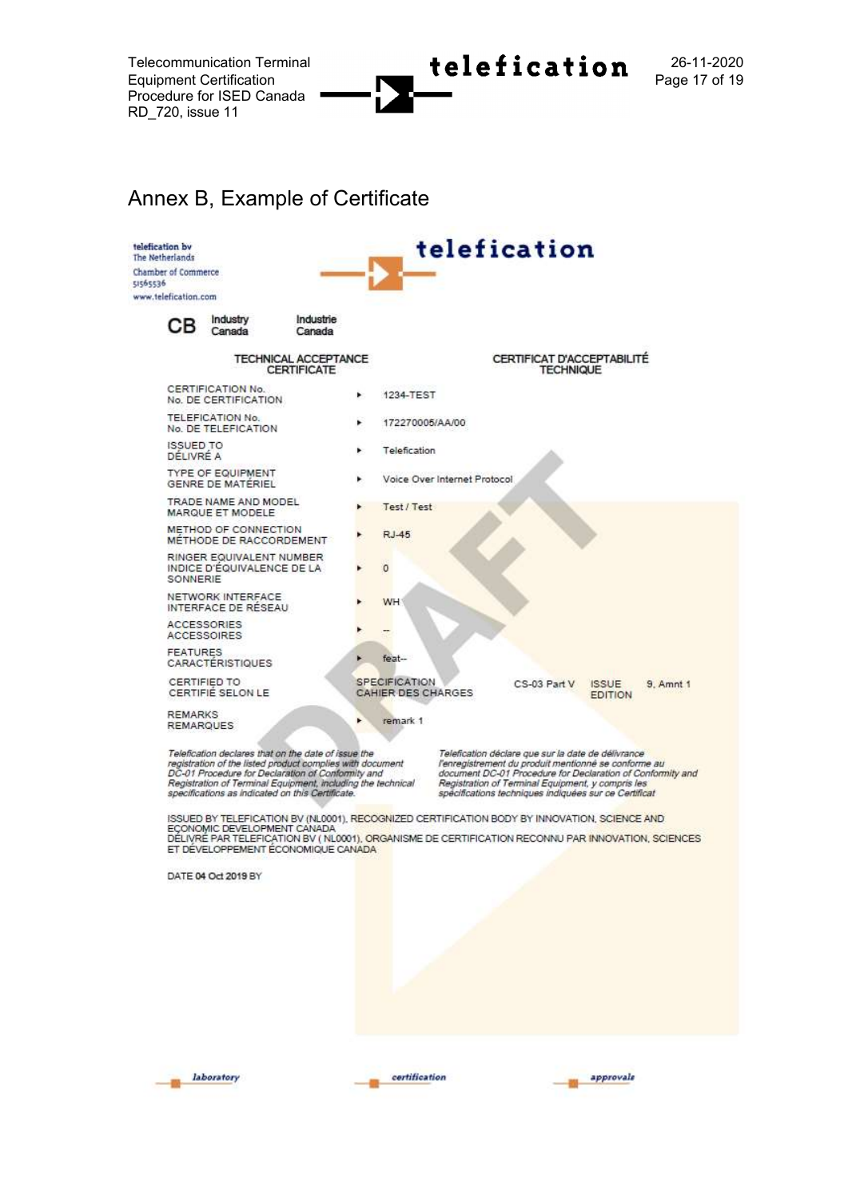# Annex B, Example of Certificate

telefication bv
The Netherlands
Chamber of Commerce
51565536
www.telefication.com

telefication

CB Industry Canada Industrie Canada

| TECHNICAL ACCEPTANCE CERTIFICATE | | CERTIFICAT D'ACCEPTABILITÉ TECHNIQUE | | |
|---|---|---|---|---|
| CERTIFICATION No. / No. DE CERTIFICATION | 1234-TEST | | | |
| TELEFICATION No. / No. DE TELEFICATION | 172270005/AA/00 | | | |
| ISSUED TO / DÉLIVRÉ A | Telefication | | | |
| TYPE OF EQUIPMENT / GENRE DE MATÉRIEL | Voice Over Internet Protocol | | | |
| TRADE NAME AND MODEL / MARQUE ET MODELE | Test / Test | | | |
| METHOD OF CONNECTION / MÉTHODE DE RACCORDEMENT | RJ-45 | | | |
| RINGER EQUIVALENT NUMBER / INDICE D'ÉQUIVALENCE DE LA SONNERIE | 0 | | | |
| NETWORK INTERFACE / INTERFACE DE RÉSEAU | WH | | | |
| ACCESSORIES / ACCESSOIRES | -- | | | |
| FEATURES / CARACTÉRISTIQUES | feat-- | | | |
| CERTIFIED TO / CERTIFIÉ SELON LE | SPECIFICATION / CAHIER DES CHARGES | CS-03 Part V | ISSUE / EDITION | 9, Amnt 1 |
| REMARKS / REMARQUES | remark 1 | | | |

*Telefication declares that on the date of issue the registration of the listed product complies with document DC-01 Procedure for Declaration of Conformity and Registration of Terminal Equipment, including the technical specifications as indicated on this Certificate.*

*Telefication déclare que sur la date de délivrance l'enregistrement du produit mentionné se conforme au document DC-01 Procedure for Declaration of Conformity and Registration of Terminal Equipment, y compris les spécifications techniques indiquées sur ce Certificat*

ISSUED BY TELEFICATION BV (NL0001), RECOGNIZED CERTIFICATION BODY BY INNOVATION, SCIENCE AND ECONOMIC DEVELOPMENT CANADA
DÉLIVRÉ PAR TELEFICATION BV ( NL0001), ORGANISME DE CERTIFICATION RECONNU PAR INNOVATION, SCIENCES ET DÉVELOPPEMENT ÉCONOMIQUE CANADA

DATE 04 Oct 2019 BY

DRAFT

laboratory certification approvals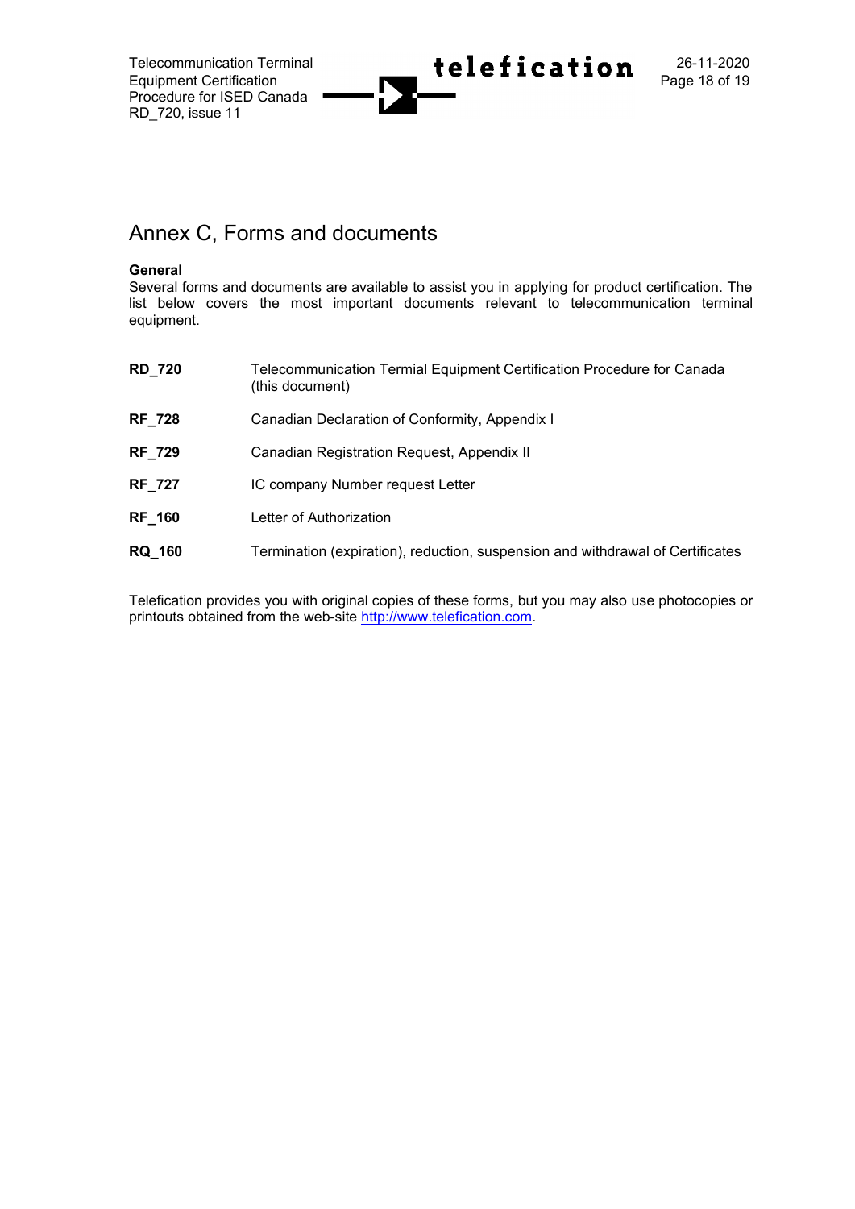# Annex C, Forms and documents

**General**

Several forms and documents are available to assist you in applying for product certification. The list below covers the most important documents relevant to telecommunication terminal equipment.

| | |
|---|---|
| **RD_720** | Telecommunication Termial Equipment Certification Procedure for Canada (this document) |
| **RF_728** | Canadian Declaration of Conformity, Appendix I |
| **RF_729** | Canadian Registration Request, Appendix II |
| **RF_727** | IC company Number request Letter |
| **RF_160** | Letter of Authorization |
| **RQ_160** | Termination (expiration), reduction, suspension and withdrawal of Certificates |

Telefication provides you with original copies of these forms, but you may also use photocopies or printouts obtained from the web-site http://www.telefication.com.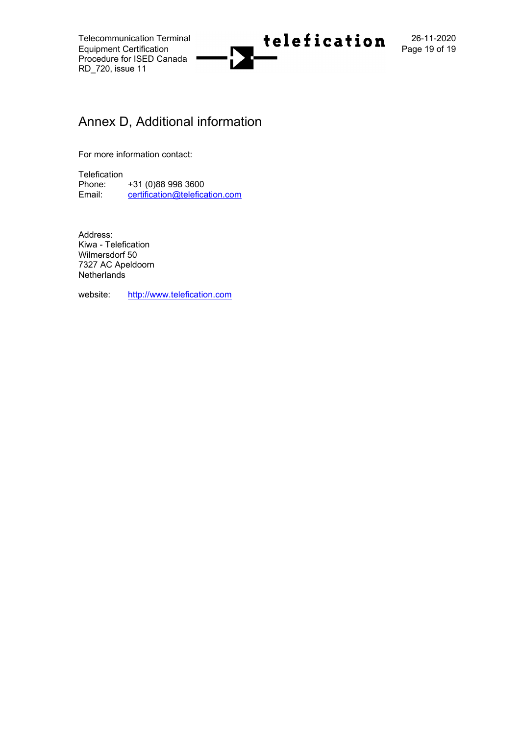# Annex D, Additional information

For more information contact:

Telefication
Phone: +31 (0)88 998 3600
Email: certification@telefication.com

Address:
Kiwa - Telefication
Wilmersdorf 50
7327 AC Apeldoorn
Netherlands

website: http://www.telefication.com